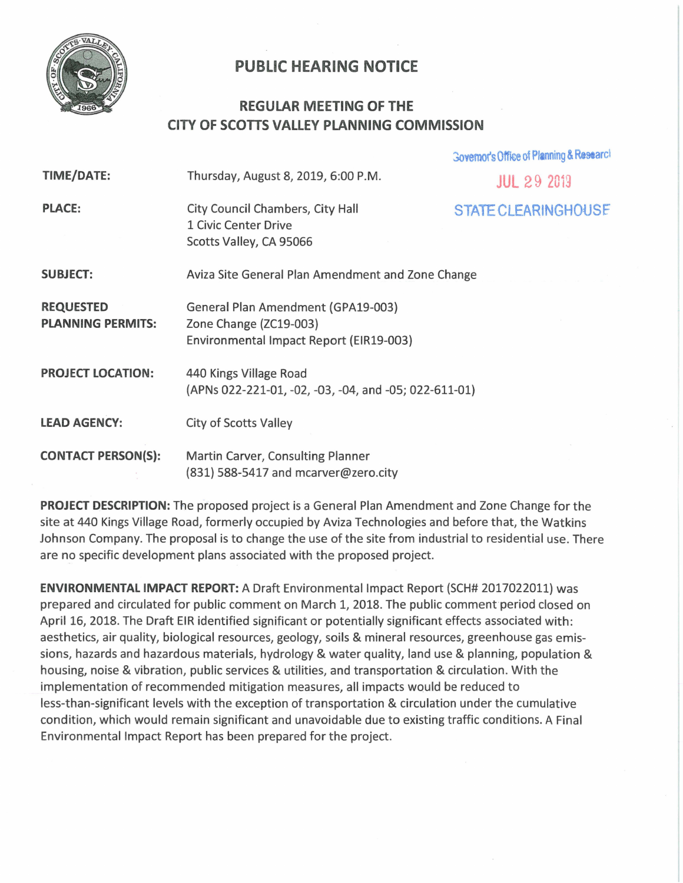# PUBLIC HEARING NOTICE

## REGULAR MEETING OF THE CITY OF SCOTTS VALLEY PLANNING COMMISSION

Governor's Office of Planning & Research

JUL 29 2019

STATE CLEARINGHOUSE

| | |
|---|---|
| **TIME/DATE:** | Thursday, August 8, 2019, 6:00 P.M. |
| **PLACE:** | City Council Chambers, City Hall<br>1 Civic Center Drive<br>Scotts Valley, CA 95066 |
| **SUBJECT:** | Aviza Site General Plan Amendment and Zone Change |
| **REQUESTED PLANNING PERMITS:** | General Plan Amendment (GPA19-003)<br>Zone Change (ZC19-003)<br>Environmental Impact Report (EIR19-003) |
| **PROJECT LOCATION:** | 440 Kings Village Road<br>(APNs 022-221-01, -02, -03, -04, and -05; 022-611-01) |
| **LEAD AGENCY:** | City of Scotts Valley |
| **CONTACT PERSON(S):** | Martin Carver, Consulting Planner<br>(831) 588-5417 and mcarver@zero.city |

**PROJECT DESCRIPTION:** The proposed project is a General Plan Amendment and Zone Change for the site at 440 Kings Village Road, formerly occupied by Aviza Technologies and before that, the Watkins Johnson Company. The proposal is to change the use of the site from industrial to residential use. There are no specific development plans associated with the proposed project.

**ENVIRONMENTAL IMPACT REPORT:** A Draft Environmental Impact Report (SCH# 2017022011) was prepared and circulated for public comment on March 1, 2018. The public comment period closed on April 16, 2018. The Draft EIR identified significant or potentially significant effects associated with: aesthetics, air quality, biological resources, geology, soils & mineral resources, greenhouse gas emissions, hazards and hazardous materials, hydrology & water quality, land use & planning, population & housing, noise & vibration, public services & utilities, and transportation & circulation. With the implementation of recommended mitigation measures, all impacts would be reduced to less-than-significant levels with the exception of transportation & circulation under the cumulative condition, which would remain significant and unavoidable due to existing traffic conditions. A Final Environmental Impact Report has been prepared for the project.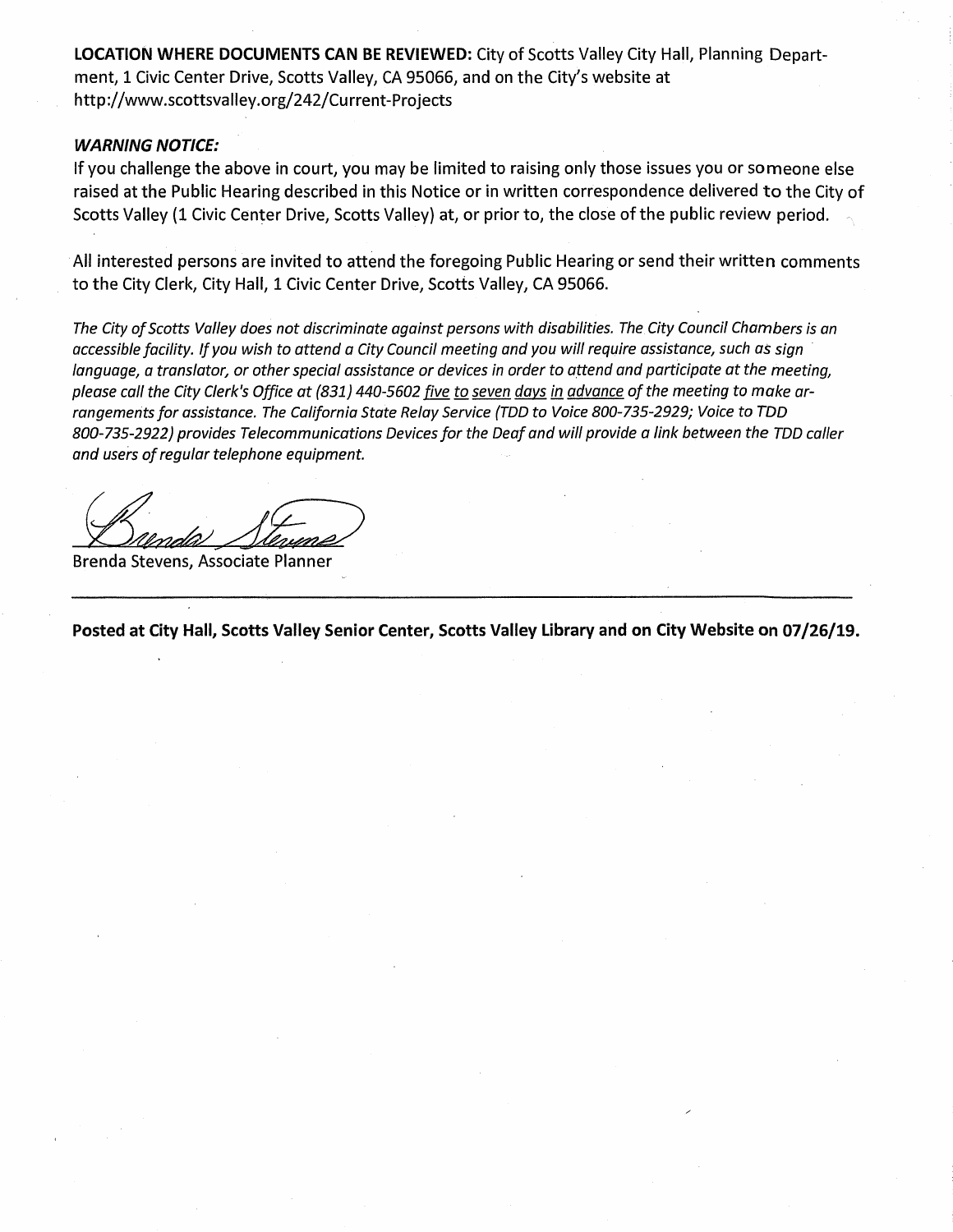**LOCATION WHERE DOCUMENTS CAN BE REVIEWED:** City of Scotts Valley City Hall, Planning Department, 1 Civic Center Drive, Scotts Valley, CA 95066, and on the City's website at http://www.scottsvalley.org/242/Current-Projects

***WARNING NOTICE:***

If you challenge the above in court, you may be limited to raising only those issues you or someone else raised at the Public Hearing described in this Notice or in written correspondence delivered to the City of Scotts Valley (1 Civic Center Drive, Scotts Valley) at, or prior to, the close of the public review period.

All interested persons are invited to attend the foregoing Public Hearing or send their written comments to the City Clerk, City Hall, 1 Civic Center Drive, Scotts Valley, CA 95066.

*The City of Scotts Valley does not discriminate against persons with disabilities. The City Council Chambers is an accessible facility. If you wish to attend a City Council meeting and you will require assistance, such as sign language, a translator, or other special assistance or devices in order to attend and participate at the meeting, please call the City Clerk's Office at (831) 440-5602 five to seven days in advance of the meeting to make arrangements for assistance. The California State Relay Service (TDD to Voice 800-735-2929; Voice to TDD 800-735-2922) provides Telecommunications Devices for the Deaf and will provide a link between the TDD caller and users of regular telephone equipment.*

Brenda Stevens

Brenda Stevens, Associate Planner

---

**Posted at City Hall, Scotts Valley Senior Center, Scotts Valley Library and on City Website on 07/26/19.**